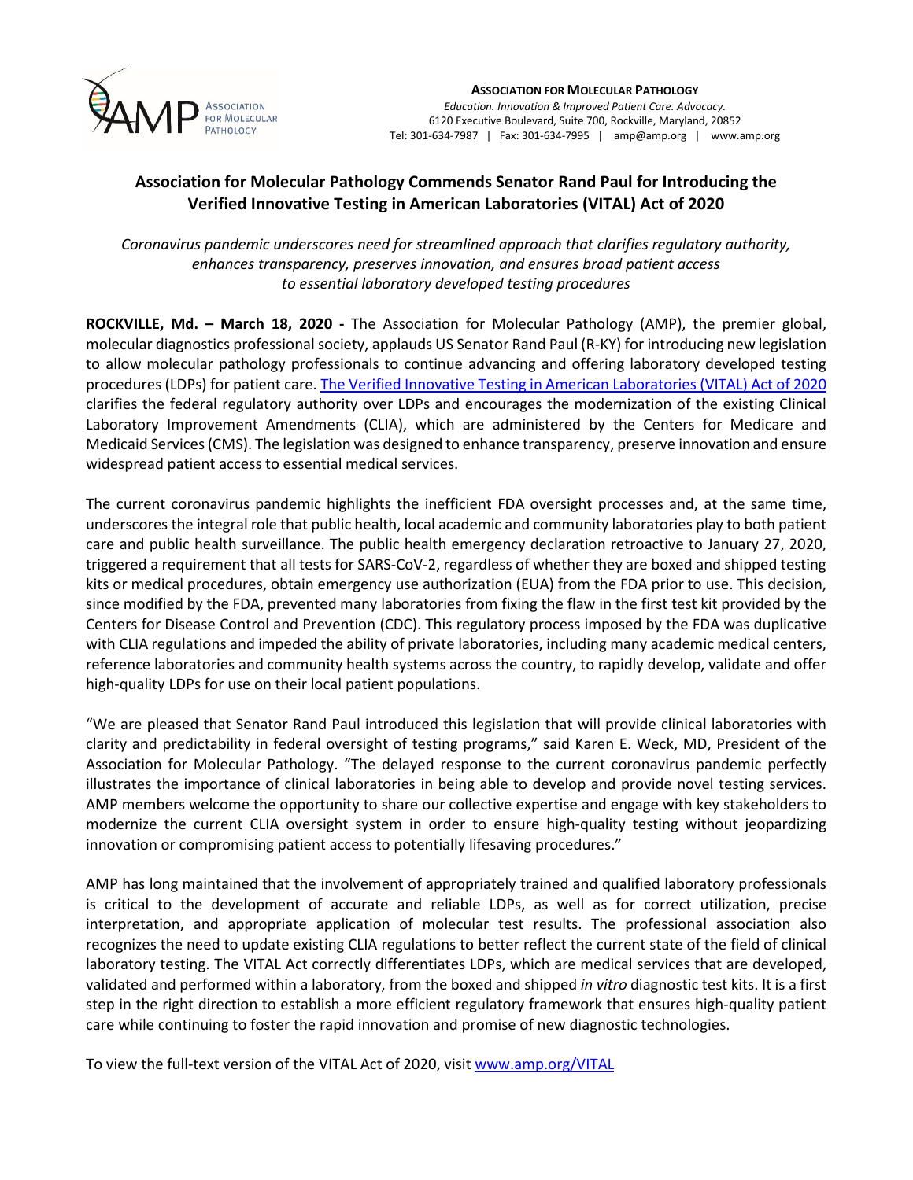**ASSOCIATION FOR MOLECULAR PATHOLOGY**
*Education. Innovation & Improved Patient Care. Advocacy.*
6120 Executive Boulevard, Suite 700, Rockville, Maryland, 20852
Tel: 301-634-7987 | Fax: 301-634-7995 | amp@amp.org | www.amp.org

# Association for Molecular Pathology Commends Senator Rand Paul for Introducing the Verified Innovative Testing in American Laboratories (VITAL) Act of 2020

*Coronavirus pandemic underscores need for streamlined approach that clarifies regulatory authority, enhances transparency, preserves innovation, and ensures broad patient access to essential laboratory developed testing procedures*

**ROCKVILLE, Md. – March 18, 2020 -** The Association for Molecular Pathology (AMP), the premier global, molecular diagnostics professional society, applauds US Senator Rand Paul (R-KY) for introducing new legislation to allow molecular pathology professionals to continue advancing and offering laboratory developed testing procedures (LDPs) for patient care. The Verified Innovative Testing in American Laboratories (VITAL) Act of 2020 clarifies the federal regulatory authority over LDPs and encourages the modernization of the existing Clinical Laboratory Improvement Amendments (CLIA), which are administered by the Centers for Medicare and Medicaid Services (CMS). The legislation was designed to enhance transparency, preserve innovation and ensure widespread patient access to essential medical services.

The current coronavirus pandemic highlights the inefficient FDA oversight processes and, at the same time, underscores the integral role that public health, local academic and community laboratories play to both patient care and public health surveillance. The public health emergency declaration retroactive to January 27, 2020, triggered a requirement that all tests for SARS-CoV-2, regardless of whether they are boxed and shipped testing kits or medical procedures, obtain emergency use authorization (EUA) from the FDA prior to use. This decision, since modified by the FDA, prevented many laboratories from fixing the flaw in the first test kit provided by the Centers for Disease Control and Prevention (CDC). This regulatory process imposed by the FDA was duplicative with CLIA regulations and impeded the ability of private laboratories, including many academic medical centers, reference laboratories and community health systems across the country, to rapidly develop, validate and offer high-quality LDPs for use on their local patient populations.

"We are pleased that Senator Rand Paul introduced this legislation that will provide clinical laboratories with clarity and predictability in federal oversight of testing programs," said Karen E. Weck, MD, President of the Association for Molecular Pathology. "The delayed response to the current coronavirus pandemic perfectly illustrates the importance of clinical laboratories in being able to develop and provide novel testing services. AMP members welcome the opportunity to share our collective expertise and engage with key stakeholders to modernize the current CLIA oversight system in order to ensure high-quality testing without jeopardizing innovation or compromising patient access to potentially lifesaving procedures."

AMP has long maintained that the involvement of appropriately trained and qualified laboratory professionals is critical to the development of accurate and reliable LDPs, as well as for correct utilization, precise interpretation, and appropriate application of molecular test results. The professional association also recognizes the need to update existing CLIA regulations to better reflect the current state of the field of clinical laboratory testing. The VITAL Act correctly differentiates LDPs, which are medical services that are developed, validated and performed within a laboratory, from the boxed and shipped *in vitro* diagnostic test kits. It is a first step in the right direction to establish a more efficient regulatory framework that ensures high-quality patient care while continuing to foster the rapid innovation and promise of new diagnostic technologies.

To view the full-text version of the VITAL Act of 2020, visit www.amp.org/VITAL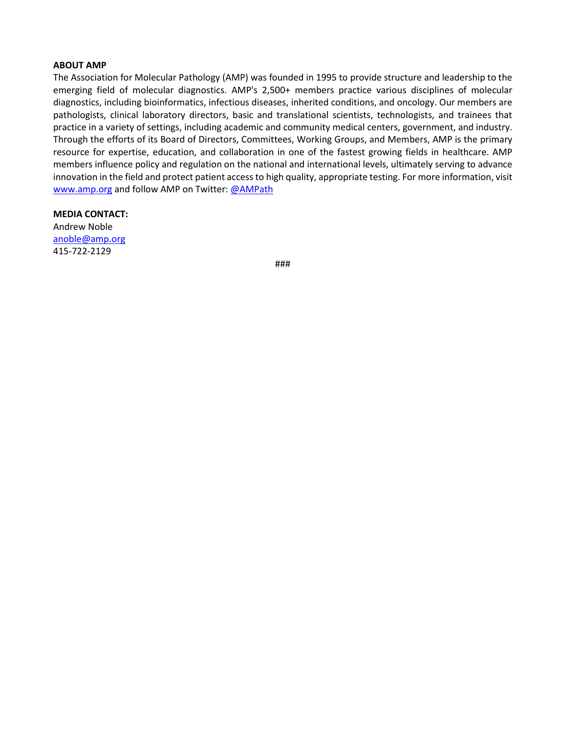**ABOUT AMP**

The Association for Molecular Pathology (AMP) was founded in 1995 to provide structure and leadership to the emerging field of molecular diagnostics. AMP's 2,500+ members practice various disciplines of molecular diagnostics, including bioinformatics, infectious diseases, inherited conditions, and oncology. Our members are pathologists, clinical laboratory directors, basic and translational scientists, technologists, and trainees that practice in a variety of settings, including academic and community medical centers, government, and industry. Through the efforts of its Board of Directors, Committees, Working Groups, and Members, AMP is the primary resource for expertise, education, and collaboration in one of the fastest growing fields in healthcare. AMP members influence policy and regulation on the national and international levels, ultimately serving to advance innovation in the field and protect patient access to high quality, appropriate testing. For more information, visit www.amp.org and follow AMP on Twitter: @AMPath

**MEDIA CONTACT:**

Andrew Noble
anoble@amp.org
415-722-2129

###